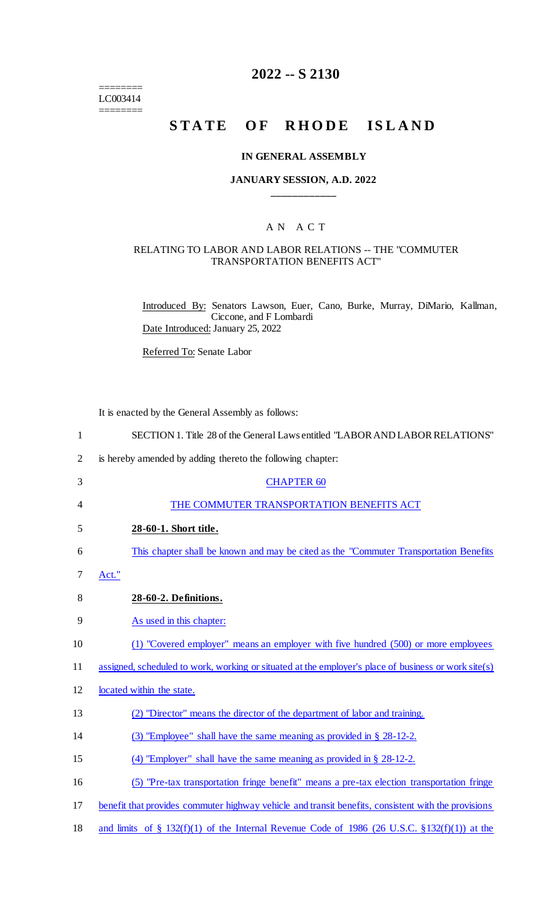========
LC003414
========

# 2022 -- S 2130

# STATE OF RHODE ISLAND

### IN GENERAL ASSEMBLY

### JANUARY SESSION, A.D. 2022

## AN ACT

### RELATING TO LABOR AND LABOR RELATIONS -- THE "COMMUTER TRANSPORTATION BENEFITS ACT"

Introduced By: Senators Lawson, Euer, Cano, Burke, Murray, DiMario, Kallman, Ciccone, and F Lombardi

Date Introduced: January 25, 2022

Referred To: Senate Labor

It is enacted by the General Assembly as follows:

1 SECTION 1. Title 28 of the General Laws entitled "LABOR AND LABOR RELATIONS"
2 is hereby amended by adding thereto the following chapter:

3 CHAPTER 60

4 THE COMMUTER TRANSPORTATION BENEFITS ACT

5 **28-60-1. Short title.**

6 This chapter shall be known and may be cited as the "Commuter Transportation Benefits
7 Act."

8 **28-60-2. Definitions.**

9 As used in this chapter:

10 (1) "Covered employer" means an employer with five hundred (500) or more employees
11 assigned, scheduled to work, working or situated at the employer's place of business or work site(s)
12 located within the state.

13 (2) "Director" means the director of the department of labor and training.

14 (3) "Employee" shall have the same meaning as provided in § 28-12-2.

15 (4) "Employer" shall have the same meaning as provided in § 28-12-2.

16 (5) "Pre-tax transportation fringe benefit" means a pre-tax election transportation fringe
17 benefit that provides commuter highway vehicle and transit benefits, consistent with the provisions
18 and limits of § 132(f)(1) of the Internal Revenue Code of 1986 (26 U.S.C. §132(f)(1)) at the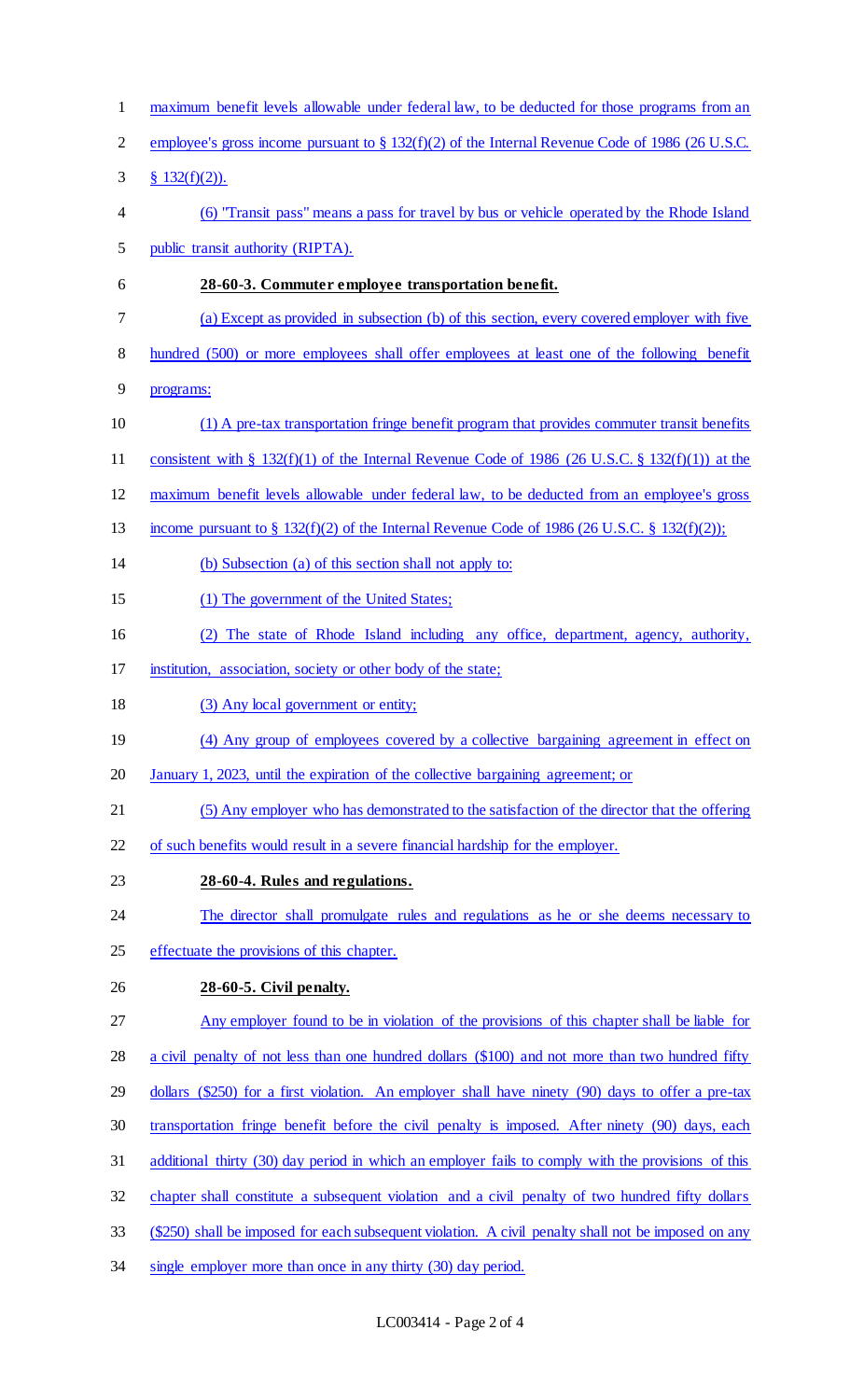maximum benefit levels allowable under federal law, to be deducted for those programs from an employee's gross income pursuant to § 132(f)(2) of the Internal Revenue Code of 1986 (26 U.S.C. § 132(f)(2)).

(6) "Transit pass" means a pass for travel by bus or vehicle operated by the Rhode Island public transit authority (RIPTA).

**28-60-3. Commuter employee transportation benefit.**

(a) Except as provided in subsection (b) of this section, every covered employer with five hundred (500) or more employees shall offer employees at least one of the following benefit programs:

(1) A pre-tax transportation fringe benefit program that provides commuter transit benefits consistent with § 132(f)(1) of the Internal Revenue Code of 1986 (26 U.S.C. § 132(f)(1)) at the maximum benefit levels allowable under federal law, to be deducted from an employee's gross income pursuant to § 132(f)(2) of the Internal Revenue Code of 1986 (26 U.S.C. § 132(f)(2));

(b) Subsection (a) of this section shall not apply to:

(1) The government of the United States;

(2) The state of Rhode Island including any office, department, agency, authority, institution, association, society or other body of the state;

(3) Any local government or entity;

(4) Any group of employees covered by a collective bargaining agreement in effect on January 1, 2023, until the expiration of the collective bargaining agreement; or

(5) Any employer who has demonstrated to the satisfaction of the director that the offering of such benefits would result in a severe financial hardship for the employer.

**28-60-4. Rules and regulations.**

The director shall promulgate rules and regulations as he or she deems necessary to effectuate the provisions of this chapter.

**28-60-5. Civil penalty.**

Any employer found to be in violation of the provisions of this chapter shall be liable for a civil penalty of not less than one hundred dollars ($100) and not more than two hundred fifty dollars ($250) for a first violation. An employer shall have ninety (90) days to offer a pre-tax transportation fringe benefit before the civil penalty is imposed. After ninety (90) days, each additional thirty (30) day period in which an employer fails to comply with the provisions of this chapter shall constitute a subsequent violation and a civil penalty of two hundred fifty dollars ($250) shall be imposed for each subsequent violation. A civil penalty shall not be imposed on any single employer more than once in any thirty (30) day period.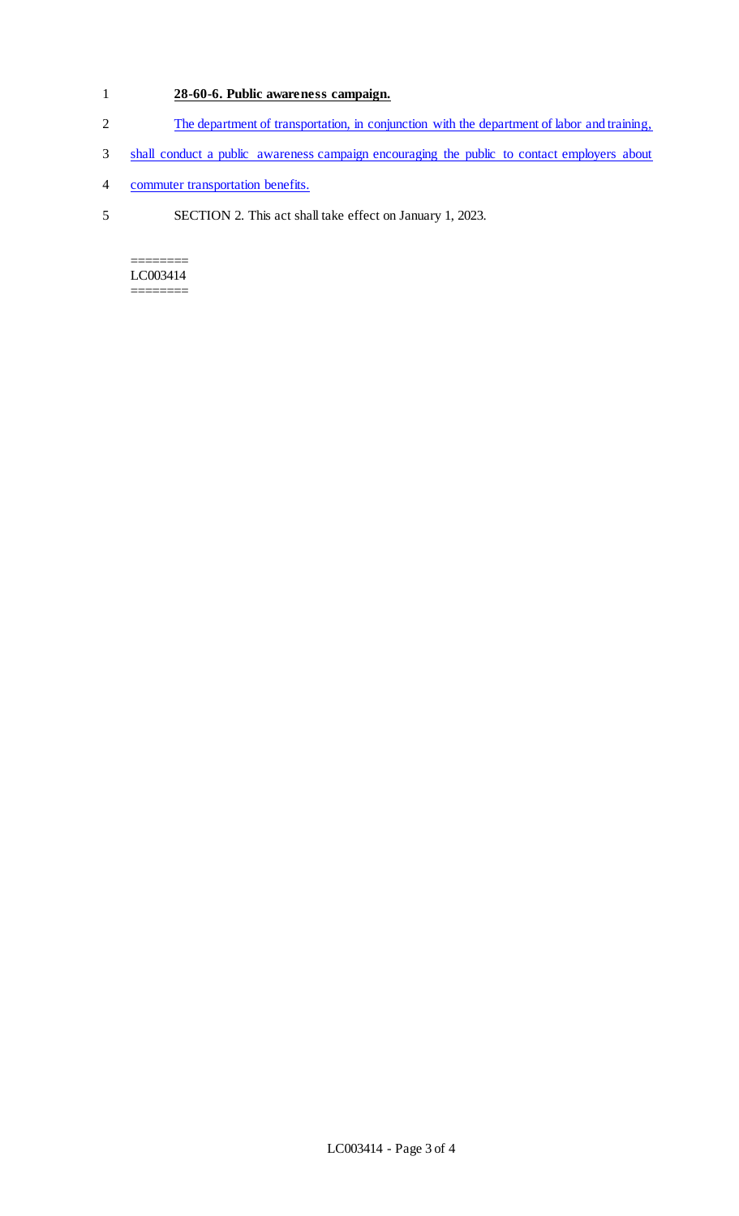**28-60-6. Public awareness campaign.**

The department of transportation, in conjunction with the department of labor and training, shall conduct a public awareness campaign encouraging the public to contact employers about commuter transportation benefits.

SECTION 2. This act shall take effect on January 1, 2023.

========
LC003414
========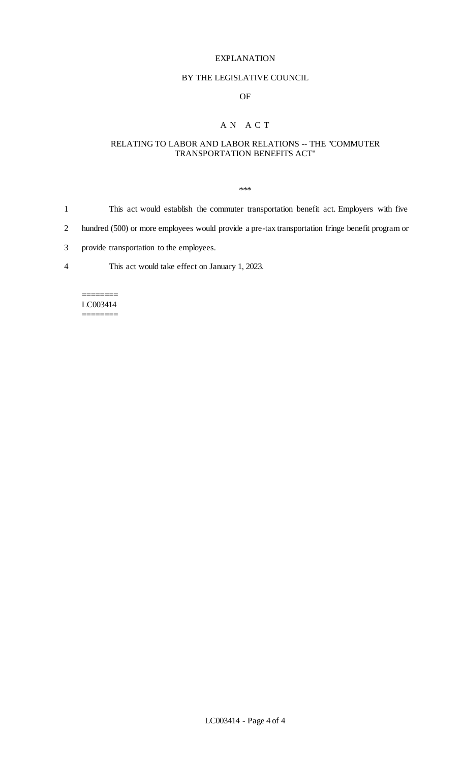EXPLANATION

BY THE LEGISLATIVE COUNCIL

OF

A N A C T

RELATING TO LABOR AND LABOR RELATIONS -- THE "COMMUTER TRANSPORTATION BENEFITS ACT"

\*\*\*

This act would establish the commuter transportation benefit act. Employers with five hundred (500) or more employees would provide a pre-tax transportation fringe benefit program or provide transportation to the employees.

This act would take effect on January 1, 2023.

========
LC003414
========